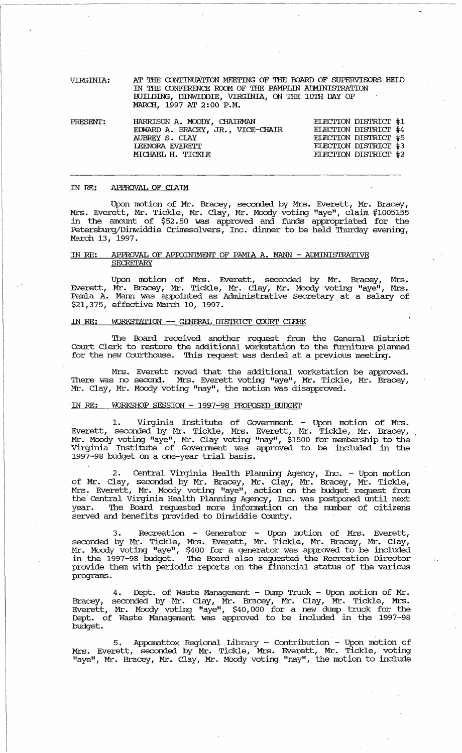VIRGINIA: AT THE CONTINUATION MEETING OF THE BOARD OF SUPERVISORS HELD IN THE CONFERENCE ROOM OF THE PAMPLIN ADMINISTRATION BUILDING, DINWIDDIE, VIRGINIA, ON THE 10TH DAY OF MARCH, 1997 AT 2:00 P.M.

| PRESENT: | | |
|---|---|---|
| | HARRISON A. MOODY, CHAIRMAN | ELECTION DISTRICT #1 |
| | EDWARD A. BRACEY, JR., VICE-CHAIR | ELECTION DISTRICT #4 |
| | AUBREY S. CLAY | ELECTION DISTRICT #5 |
| | LEENORA EVERETT | ELECTION DISTRICT #3 |
| | MICHAEL H. TICKLE | ELECTION DISTRICT #2 |

---

IN RE: APPROVAL OF CLAIM

Upon motion of Mr. Bracey, seconded by Mrs. Everett, Mr. Bracey, Mrs. Everett, Mr. Tickle, Mr. Clay, Mr. Moody voting "aye", claim #1005155 in the amount of $52.50 was approved and funds appropriated for the Petersburg/Dinwiddie Crimesolvers, Inc. dinner to be held Thurday evening, March 13, 1997.

IN RE: APPROVAL OF APPOINTMENT OF PAMLA A. MANN - ADMINISTRATIVE SECRETARY

Upon motion of Mrs. Everett, seconded by Mr. Bracey, Mrs. Everett, Mr. Bracey, Mr. Tickle, Mr. Clay, Mr. Moody voting "aye", Mrs. Pamla A. Mann was appointed as Administrative Secretary at a salary of $21,375, effective March 10, 1997.

IN RE: WORKSTATION -- GENERAL DISTRICT COURT CLERK

The Board received another request from the General District Court Clerk to restore the additional workstation to the furniture planned for the new Courthouse. This request was denied at a previous meeting.

Mrs. Everett moved that the additional workstation be approved. There was no second. Mrs. Everett voting "aye", Mr. Tickle, Mr. Bracey, Mr. Clay, Mr. Moody voting "nay", the motion was disapproved.

IN RE: WORKSHOP SESSION - 1997-98 PROPOSED BUDGET

1. Virginia Institute of Government - Upon motion of Mrs. Everett, seconded by Mr. Tickle, Mrs. Everett, Mr. Tickle, Mr. Bracey, Mr. Moody voting "aye", Mr. Clay voting "nay", $1500 for membership to the Virginia Institute of Government was approved to be included in the 1997-98 budget on a one-year trial basis.

2. Central Virginia Health Planning Agency, Inc. - Upon motion of Mr. Clay, seconded by Mr. Bracey, Mr. Clay, Mr. Bracey, Mr. Tickle, Mrs. Everett, Mr. Moody voting "aye", action on the budget request from the Central Virginia Health Planning Agency, Inc. was postponed until next year. The Board requested more information on the number of citizens served and benefits provided to Dinwiddie County.

3. Recreation - Generator - Upon motion of Mrs. Everett, seconded by Mr. Tickle, Mrs. Everett, Mr. Tickle, Mr. Bracey, Mr. Clay, Mr. Moody voting "aye", $400 for a generator was approved to be included in the 1997-98 budget. The Board also requested the Recreation Director provide them with periodic reports on the financial status of the various programs.

4. Dept. of Waste Management - Dump Truck - Upon motion of Mr. Bracey, seconded by Mr. Clay, Mr. Bracey, Mr. Clay, Mr. Tickle, Mrs. Everett, Mr. Moody voting "aye", $40,000 for a new dump truck for the Dept. of Waste Management was approved to be included in the 1997-98 budget.

5. Appomattox Regional Library - Contribution - Upon motion of Mrs. Everett, seconded by Mr. Tickle, Mrs. Everett, Mr. Tickle, voting "aye", Mr. Bracey, Mr. Clay, Mr. Moody voting "nay", the motion to include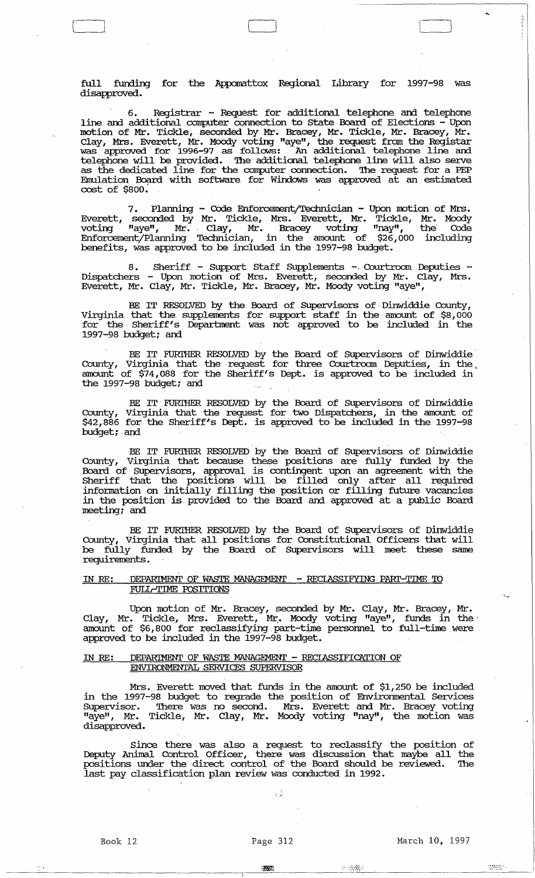full funding for the Appomattox Regional Library for 1997-98 was disapproved.

6. Registrar - Request for additional telephone and telephone line and additional computer connection to State Board of Elections - Upon motion of Mr. Tickle, seconded by Mr. Bracey, Mr. Tickle, Mr. Bracey, Mr. Clay, Mrs. Everett, Mr. Moody voting "aye", the request from the Registar was approved for 1996-97 as follows: An additional telephone line and telephone will be provided. The additional telephone line will also serve as the dedicated line for the computer connection. The request for a PEP Emulation Board with software for Windows was approved at an estimated cost of $800.

7. Planning - Code Enforcement/Technician - Upon motion of Mrs. Everett, seconded by Mr. Tickle, Mrs. Everett, Mr. Tickle, Mr. Moody voting "aye", Mr. Clay, Mr. Bracey voting "nay", the Code Enforcement/Planning Technician, in the amount of $26,000 including benefits, was approved to be included in the 1997-98 budget.

8. Sheriff - Support Staff Supplements - Courtroom Deputies - Dispatchers - Upon motion of Mrs. Everett, seconded by Mr. Clay, Mrs. Everett, Mr. Clay, Mr. Tickle, Mr. Bracey, Mr. Moody voting "aye",

BE IT RESOLVED by the Board of Supervisors of Dinwiddie County, Virginia that the supplements for support staff in the amount of $8,000 for the Sheriff's Department was not approved to be included in the 1997-98 budget; and

BE IT FURTHER RESOLVED by the Board of Supervisors of Dinwiddie County, Virginia that the request for three Courtroom Deputies, in the amount of $74,088 for the Sheriff's Dept. is approved to be included in the 1997-98 budget; and

BE IT FURTHER RESOLVED by the Board of Supervisors of Dinwiddie County, Virginia that the request for two Dispatchers, in the amount of $42,886 for the Sheriff's Dept. is approved to be included in the 1997-98 budget; and

BE IT FURTHER RESOLVED by the Board of Supervisors of Dinwiddie County, Virginia that because these positions are fully funded by the Board of Supervisors, approval is contingent upon an agreement with the Sheriff that the positions will be filled only after all required information on initially filling the position or filling future vacancies in the position is provided to the Board and approved at a public Board meeting; and

BE IT FURTHER RESOLVED by the Board of Supervisors of Dinwiddie County, Virginia that all positions for Constitutional Officers that will be fully funded by the Board of Supervisors will meet these same requirements.

IN RE: DEPARTMENT OF WASTE MANAGEMENT - RECLASSIFYING PART-TIME TO FULL-TIME POSITIONS

Upon motion of Mr. Bracey, seconded by Mr. Clay, Mr. Bracey, Mr. Clay, Mr. Tickle, Mrs. Everett, Mr. Moody voting "aye", funds in the amount of $6,800 for reclassifying part-time personnel to full-time were approved to be included in the 1997-98 budget.

IN RE: DEPARTMENT OF WASTE MANAGEMENT - RECLASSIFICATION OF ENVIRONMENTAL SERVICES SUPERVISOR

Mrs. Everett moved that funds in the amount of $1,250 be included in the 1997-98 budget to regrade the position of Environmental Services Supervisor. There was no second. Mrs. Everett and Mr. Bracey voting "aye", Mr. Tickle, Mr. Clay, Mr. Moody voting "nay", the motion was disapproved.

Since there was also a request to reclassify the position of Deputy Animal Control Officer, there was discussion that maybe all the positions under the direct control of the Board should be reviewed. The last pay classification plan review was conducted in 1992.

Book 12 Page 312 March 10, 1997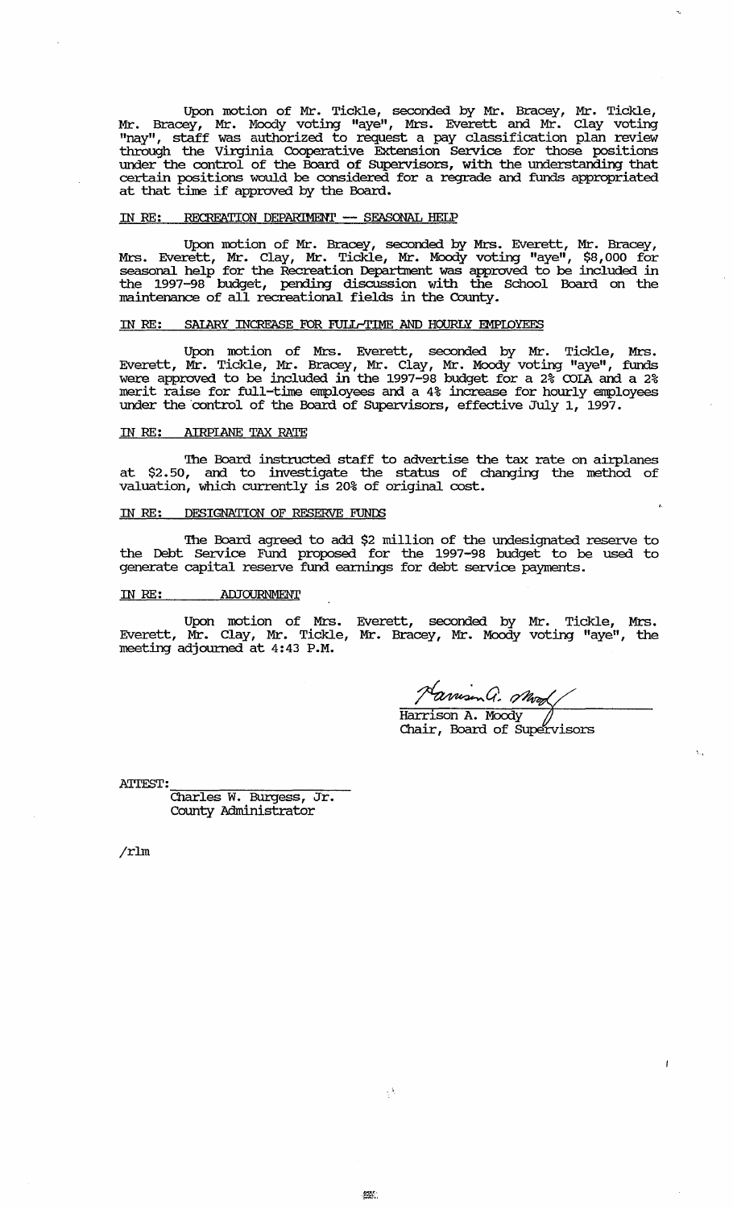Upon motion of Mr. Tickle, seconded by Mr. Bracey, Mr. Tickle, Mr. Bracey, Mr. Moody voting "aye", Mrs. Everett and Mr. Clay voting "nay", staff was authorized to request a pay classification plan review through the Virginia Cooperative Extension Service for those positions under the control of the Board of Supervisors, with the understanding that certain positions would be considered for a regrade and funds appropriated at that time if approved by the Board.

IN RE: RECREATION DEPARTMENT -- SEASONAL HELP

Upon motion of Mr. Bracey, seconded by Mrs. Everett, Mr. Bracey, Mrs. Everett, Mr. Clay, Mr. Tickle, Mr. Moody voting "aye", $8,000 for seasonal help for the Recreation Department was approved to be included in the 1997-98 budget, pending discussion with the School Board on the maintenance of all recreational fields in the County.

IN RE: SALARY INCREASE FOR FULL-TIME AND HOURLY EMPLOYEES

Upon motion of Mrs. Everett, seconded by Mr. Tickle, Mrs. Everett, Mr. Tickle, Mr. Bracey, Mr. Clay, Mr. Moody voting "aye", funds were approved to be included in the 1997-98 budget for a 2% COLA and a 2% merit raise for full-time employees and a 4% increase for hourly employees under the control of the Board of Supervisors, effective July 1, 1997.

IN RE: AIRPLANE TAX RATE

The Board instructed staff to advertise the tax rate on airplanes at $2.50, and to investigate the status of changing the method of valuation, which currently is 20% of original cost.

IN RE: DESIGNATION OF RESERVE FUNDS

The Board agreed to add $2 million of the undesignated reserve to the Debt Service Fund proposed for the 1997-98 budget to be used to generate capital reserve fund earnings for debt service payments.

IN RE: ADJOURNMENT

Upon motion of Mrs. Everett, seconded by Mr. Tickle, Mrs. Everett, Mr. Clay, Mr. Tickle, Mr. Bracey, Mr. Moody voting "aye", the meeting adjourned at 4:43 P.M.

Harrison A. Moody
Chair, Board of Supervisors

ATTEST:
Charles W. Burgess, Jr.
County Administrator

/rlm